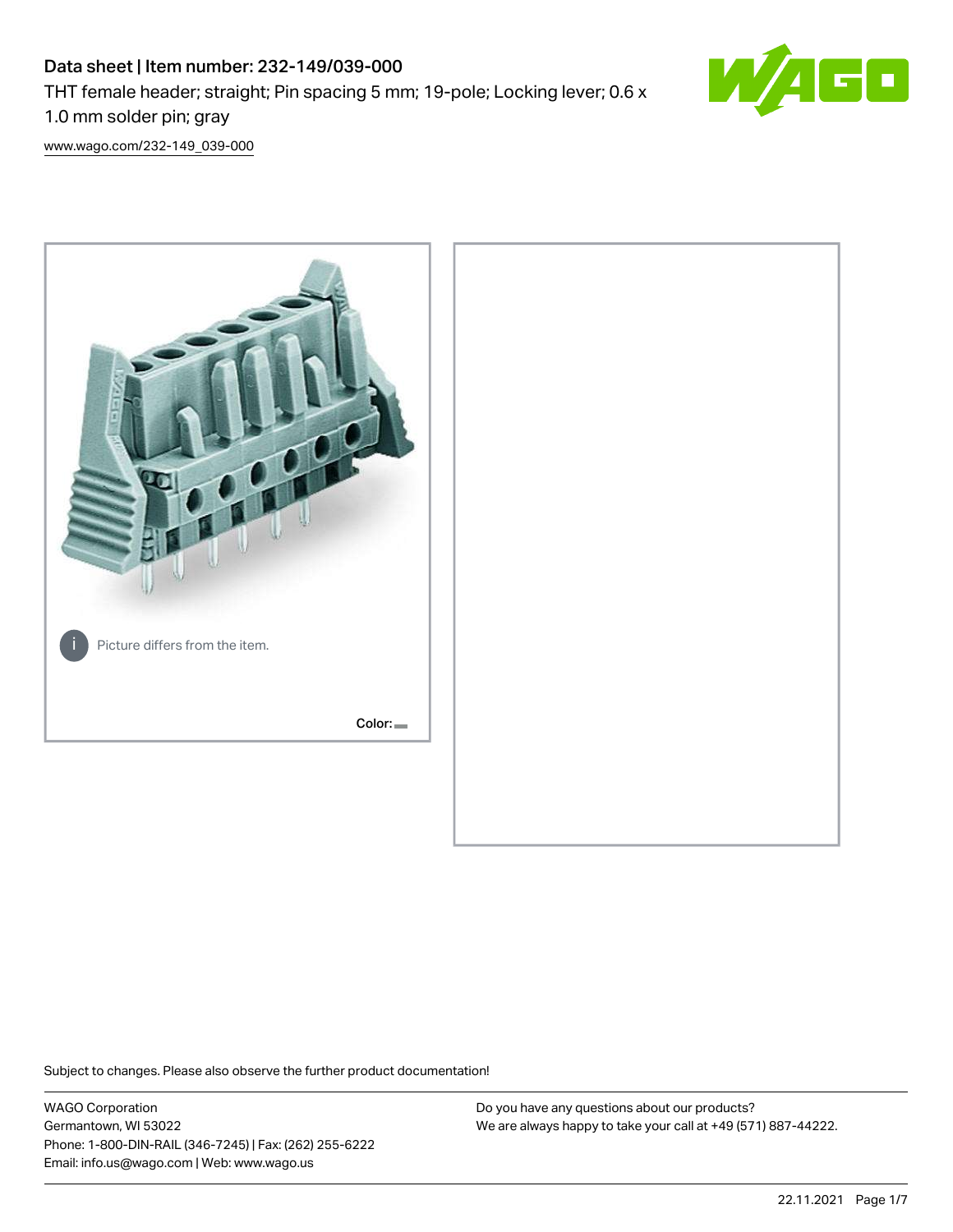# Data sheet | Item number: 232-149/039-000

THT female header; straight; Pin spacing 5 mm; 19-pole; Locking lever; 0.6 x 1.0 mm solder pin; gray

www.wago.com/232-149_039-000

Picture differs from the item.

Color:

Subject to changes. Please also observe the further product documentation!

WAGO Corporation
Germantown, WI 53022
Phone: 1-800-DIN-RAIL (346-7245) | Fax: (262) 255-6222
Email: info.us@wago.com | Web: www.wago.us

Do you have any questions about our products?
We are always happy to take your call at +49 (571) 887-44222.

22.11.2021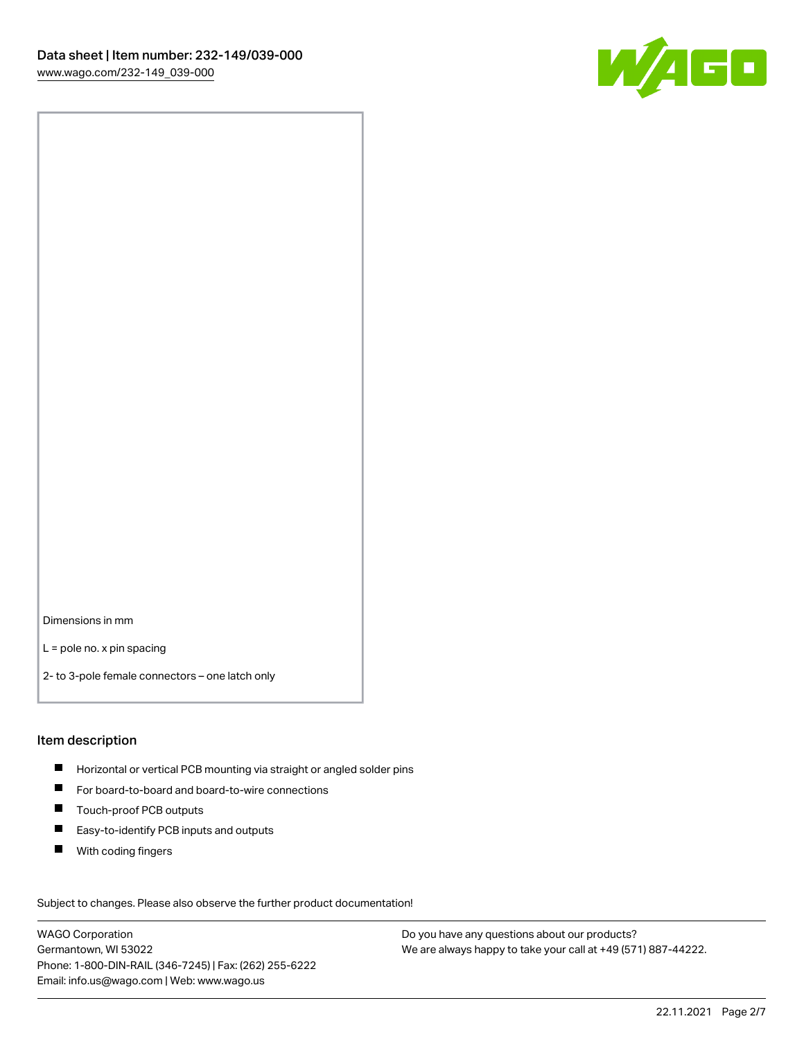Dimensions in mm

L = pole no. x pin spacing

2- to 3-pole female connectors – one latch only

## Item description

- Horizontal or vertical PCB mounting via straight or angled solder pins
- For board-to-board and board-to-wire connections
- Touch-proof PCB outputs
- Easy-to-identify PCB inputs and outputs
- With coding fingers

Subject to changes. Please also observe the further product documentation!

WAGO Corporation
Germantown, WI 53022
Phone: 1-800-DIN-RAIL (346-7245) | Fax: (262) 255-6222
Email: info.us@wago.com | Web: www.wago.us

Do you have any questions about our products?
We are always happy to take your call at +49 (571) 887-44222.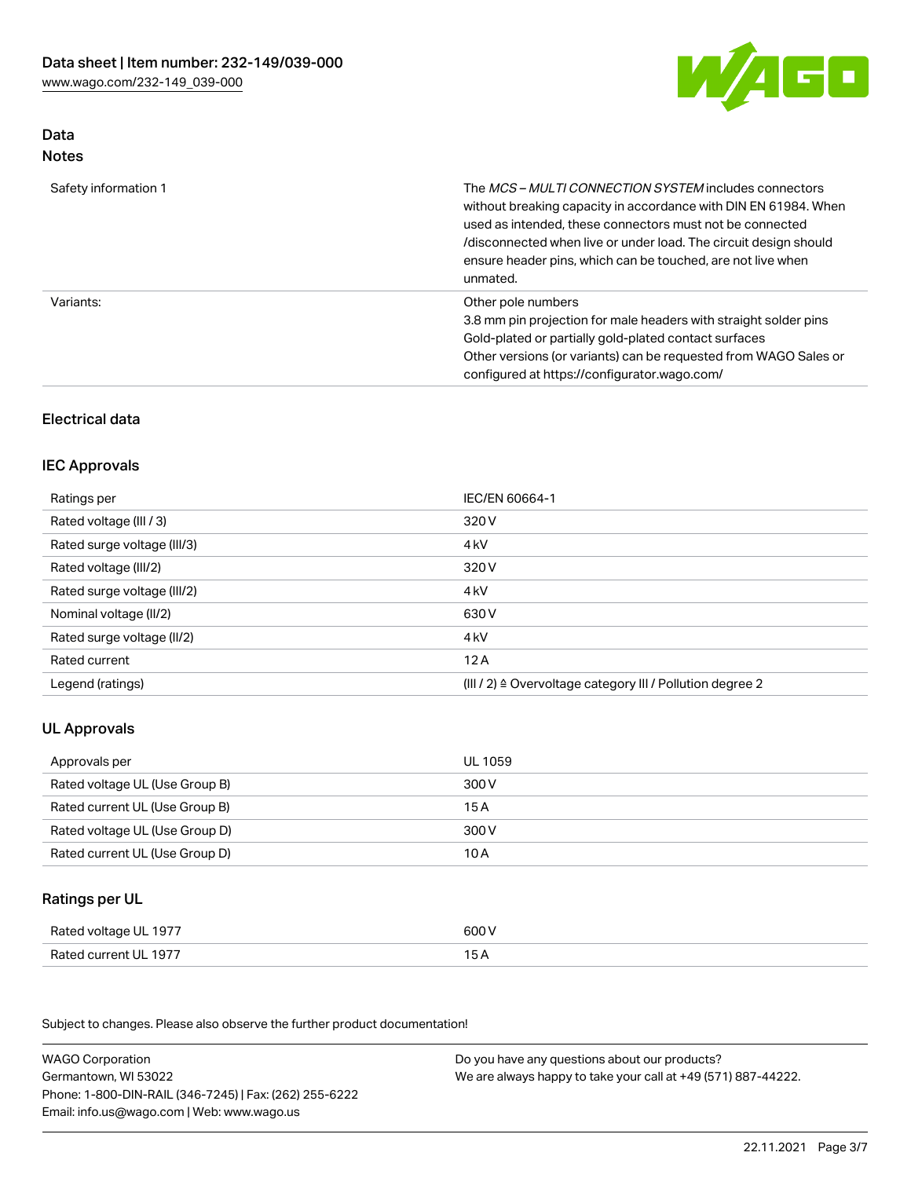## Data
### Notes

| | |
|---|---|
| Safety information 1 | The *MCS – MULTI CONNECTION SYSTEM* includes connectors without breaking capacity in accordance with DIN EN 61984. When used as intended, these connectors must not be connected /disconnected when live or under load. The circuit design should ensure header pins, which can be touched, are not live when unmated. |
| Variants: | Other pole numbers<br>3.8 mm pin projection for male headers with straight solder pins<br>Gold-plated or partially gold-plated contact surfaces<br>Other versions (or variants) can be requested from WAGO Sales or configured at https://configurator.wago.com/ |

## Electrical data

### IEC Approvals

| | |
|---|---|
| Ratings per | IEC/EN 60664-1 |
| Rated voltage (III / 3) | 320 V |
| Rated surge voltage (III/3) | 4 kV |
| Rated voltage (III/2) | 320 V |
| Rated surge voltage (III/2) | 4 kV |
| Nominal voltage (II/2) | 630 V |
| Rated surge voltage (II/2) | 4 kV |
| Rated current | 12 A |
| Legend (ratings) | (III / 2) ≙ Overvoltage category III / Pollution degree 2 |

### UL Approvals

| | |
|---|---|
| Approvals per | UL 1059 |
| Rated voltage UL (Use Group B) | 300 V |
| Rated current UL (Use Group B) | 15 A |
| Rated voltage UL (Use Group D) | 300 V |
| Rated current UL (Use Group D) | 10 A |

### Ratings per UL

| | |
|---|---|
| Rated voltage UL 1977 | 600 V |
| Rated current UL 1977 | 15 A |

Subject to changes. Please also observe the further product documentation!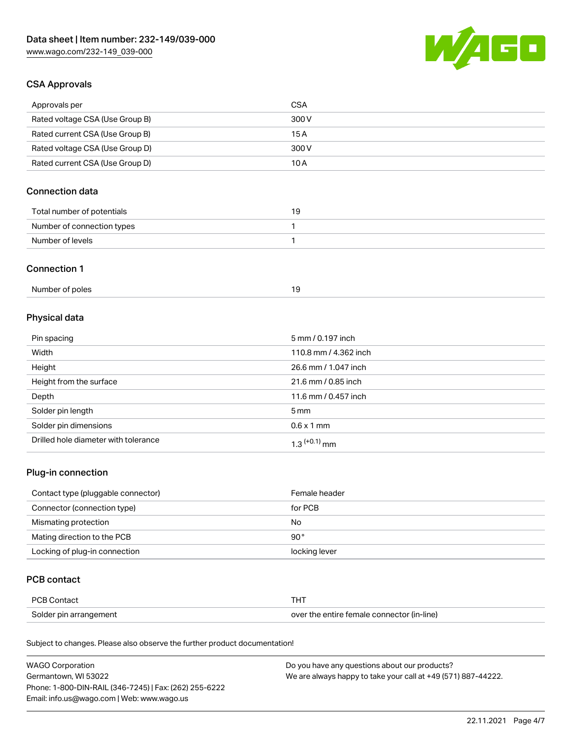## CSA Approvals

| | |
|---|---|
| Approvals per | CSA |
| Rated voltage CSA (Use Group B) | 300 V |
| Rated current CSA (Use Group B) | 15 A |
| Rated voltage CSA (Use Group D) | 300 V |
| Rated current CSA (Use Group D) | 10 A |

## Connection data

| | |
|---|---|
| Total number of potentials | 19 |
| Number of connection types | 1 |
| Number of levels | 1 |

## Connection 1

| | |
|---|---|
| Number of poles | 19 |

## Physical data

| | |
|---|---|
| Pin spacing | 5 mm / 0.197 inch |
| Width | 110.8 mm / 4.362 inch |
| Height | 26.6 mm / 1.047 inch |
| Height from the surface | 21.6 mm / 0.85 inch |
| Depth | 11.6 mm / 0.457 inch |
| Solder pin length | 5 mm |
| Solder pin dimensions | 0.6 x 1 mm |
| Drilled hole diameter with tolerance | $1.3^{(+0.1)}$ mm |

## Plug-in connection

| | |
|---|---|
| Contact type (pluggable connector) | Female header |
| Connector (connection type) | for PCB |
| Mismating protection | No |
| Mating direction to the PCB | 90° |
| Locking of plug-in connection | locking lever |

## PCB contact

| | |
|---|---|
| PCB Contact | THT |
| Solder pin arrangement | over the entire female connector (in-line) |

Subject to changes. Please also observe the further product documentation!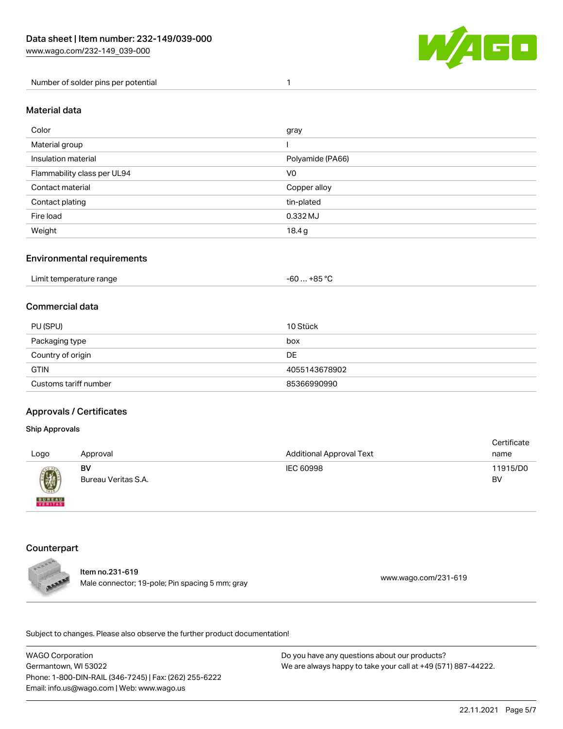| | |
|---|---|
| Number of solder pins per potential | 1 |

## Material data

| | |
|---|---|
| Color | gray |
| Material group | I |
| Insulation material | Polyamide (PA66) |
| Flammability class per UL94 | V0 |
| Contact material | Copper alloy |
| Contact plating | tin-plated |
| Fire load | 0.332 MJ |
| Weight | 18.4 g |

## Environmental requirements

| | |
|---|---|
| Limit temperature range | -60 … +85 °C |

## Commercial data

| | |
|---|---|
| PU (SPU) | 10 Stück |
| Packaging type | box |
| Country of origin | DE |
| GTIN | 4055143678902 |
| Customs tariff number | 85366990990 |

## Approvals / Certificates

### Ship Approvals

| Logo | Approval | Additional Approval Text | Certificate name |
|---|---|---|---|
| | **BV** Bureau Veritas S.A. | IEC 60998 | 11915/D0 BV |

## Counterpart

**Item no.231-619**
Male connector; 19-pole; Pin spacing 5 mm; gray — www.wago.com/231-619

Subject to changes. Please also observe the further product documentation!

WAGO Corporation
Germantown, WI 53022
Phone: 1-800-DIN-RAIL (346-7245) | Fax: (262) 255-6222
Email: info.us@wago.com | Web: www.wago.us

Do you have any questions about our products?
We are always happy to take your call at +49 (571) 887-44222.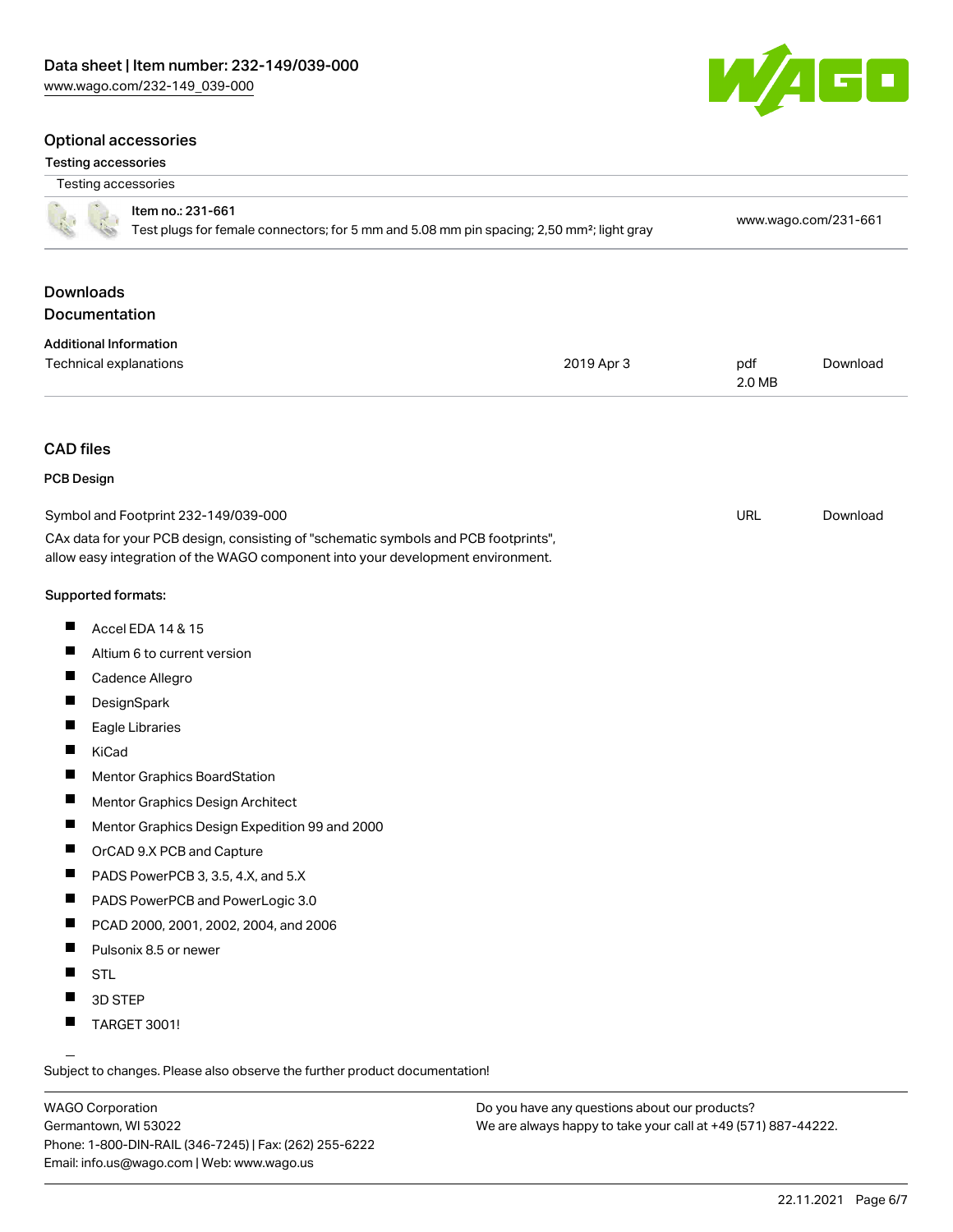## Optional accessories

### Testing accessories

| Testing accessories | |
|---|---|
| Item no.: 231-661<br>Test plugs for female connectors; for 5 mm and 5.08 mm pin spacing; 2,50 mm²; light gray | www.wago.com/231-661 |

## Downloads

### Documentation

**Additional Information**

| | | | |
|---|---|---|---|
| Technical explanations | 2019 Apr 3 | pdf<br>2.0 MB | Download |

### CAD files

**PCB Design**

| | | |
|---|---|---|
| Symbol and Footprint 232-149/039-000 | URL | Download |

CAx data for your PCB design, consisting of "schematic symbols and PCB footprints", allow easy integration of the WAGO component into your development environment.

**Supported formats:**

- Accel EDA 14 & 15
- Altium 6 to current version
- Cadence Allegro
- DesignSpark
- Eagle Libraries
- KiCad
- Mentor Graphics BoardStation
- Mentor Graphics Design Architect
- Mentor Graphics Design Expedition 99 and 2000
- OrCAD 9.X PCB and Capture
- PADS PowerPCB 3, 3.5, 4.X, and 5.X
- PADS PowerPCB and PowerLogic 3.0
- PCAD 2000, 2001, 2002, 2004, and 2006
- Pulsonix 8.5 or newer
- STL
- 3D STEP
- TARGET 3001!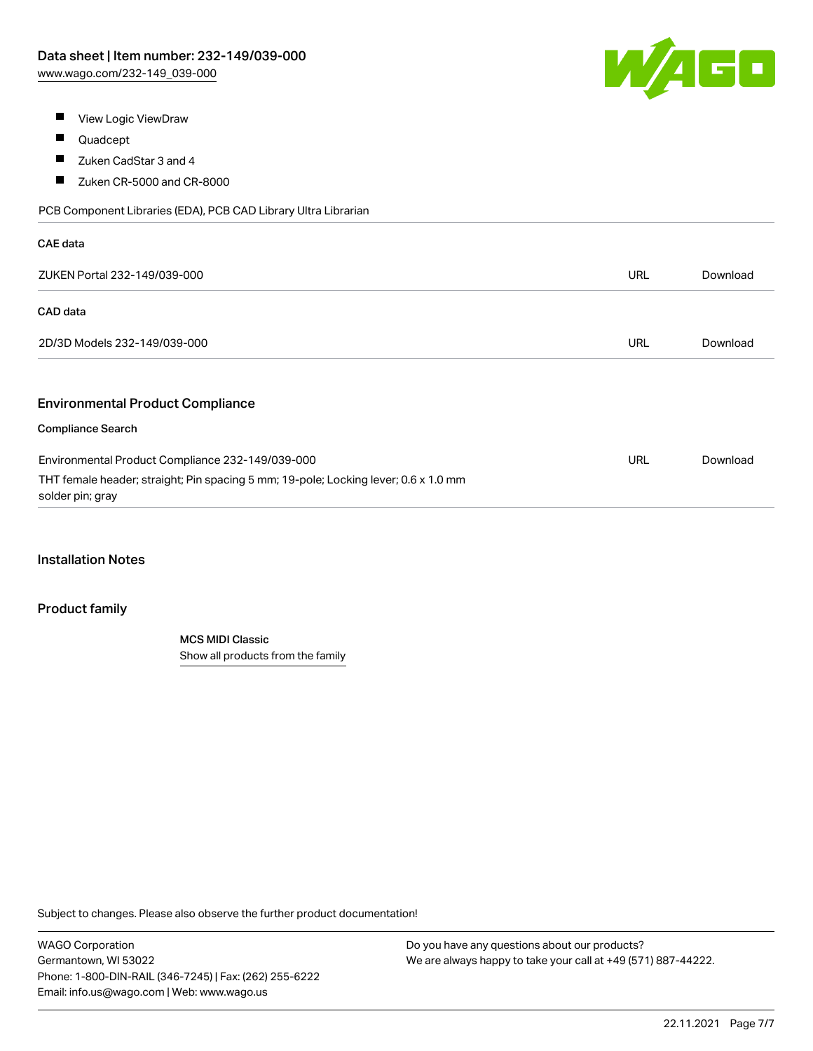- View Logic ViewDraw
- Quadcept
- Zuken CadStar 3 and 4
- Zuken CR-5000 and CR-8000

PCB Component Libraries (EDA), PCB CAD Library Ultra Librarian

**CAE data**

| | | |
|---|---|---|
| ZUKEN Portal 232-149/039-000 | URL | Download |

**CAD data**

| | | |
|---|---|---|
| 2D/3D Models 232-149/039-000 | URL | Download |

## Environmental Product Compliance

**Compliance Search**

| | | |
|---|---|---|
| Environmental Product Compliance 232-149/039-000<br>THT female header; straight; Pin spacing 5 mm; 19-pole; Locking lever; 0.6 x 1.0 mm solder pin; gray | URL | Download |

## Installation Notes

## Product family

**MCS MIDI Classic**
Show all products from the family

Subject to changes. Please also observe the further product documentation!

WAGO Corporation
Germantown, WI 53022
Phone: 1-800-DIN-RAIL (346-7245) | Fax: (262) 255-6222
Email: info.us@wago.com | Web: www.wago.us

Do you have any questions about our products?
We are always happy to take your call at +49 (571) 887-44222.